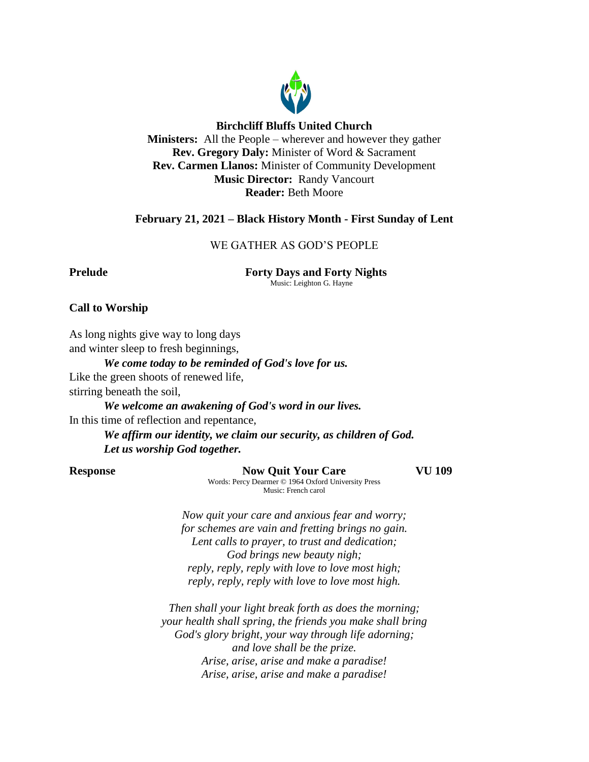**Birchcliff Bluffs United Church**
**Ministers:** All the People – wherever and however they gather
**Rev. Gregory Daly:** Minister of Word & Sacrament
**Rev. Carmen Llanos:** Minister of Community Development
**Music Director:** Randy Vancourt
**Reader:** Beth Moore

**February 21, 2021 – Black History Month - First Sunday of Lent**

WE GATHER AS GOD'S PEOPLE

**Prelude** **Forty Days and Forty Nights**
Music: Leighton G. Hayne

**Call to Worship**

As long nights give way to long days
and winter sleep to fresh beginnings,

***We come today to be reminded of God's love for us.***

Like the green shoots of renewed life,
stirring beneath the soil,

***We welcome an awakening of God's word in our lives.***

In this time of reflection and repentance,

***We affirm our identity, we claim our security, as children of God.***
***Let us worship God together.***

**Response** **Now Quit Your Care** **VU 109**
Words: Percy Dearmer © 1964 Oxford University Press
Music: French carol

*Now quit your care and anxious fear and worry;*
*for schemes are vain and fretting brings no gain.*
*Lent calls to prayer, to trust and dedication;*
*God brings new beauty nigh;*
*reply, reply, reply with love to love most high;*
*reply, reply, reply with love to love most high.*

*Then shall your light break forth as does the morning;*
*your health shall spring, the friends you make shall bring*
*God's glory bright, your way through life adorning;*
*and love shall be the prize.*
*Arise, arise, arise and make a paradise!*
*Arise, arise, arise and make a paradise!*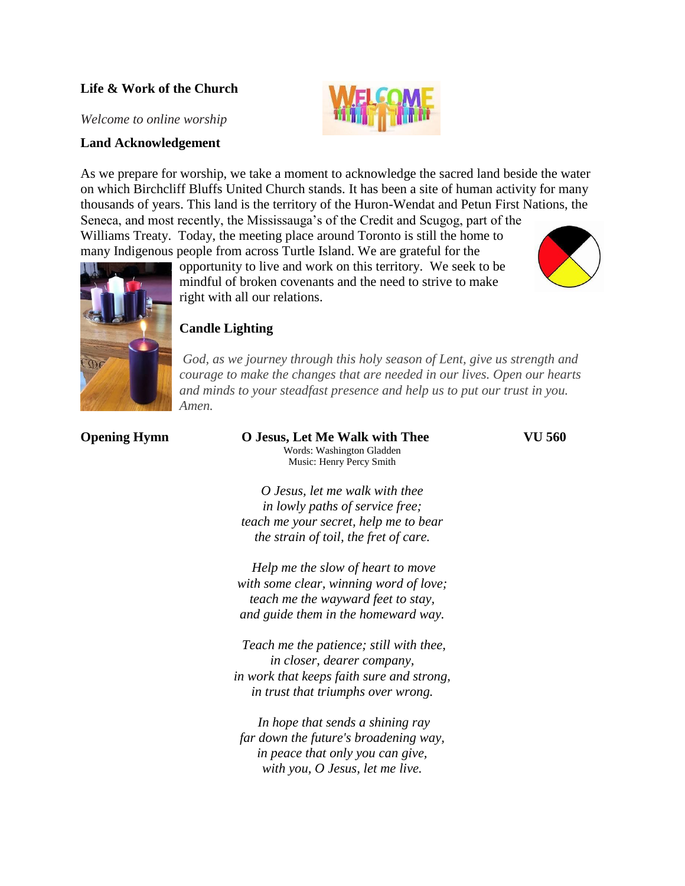**Life & Work of the Church**

*Welcome to online worship*

**Land Acknowledgement**

As we prepare for worship, we take a moment to acknowledge the sacred land beside the water on which Birchcliff Bluffs United Church stands. It has been a site of human activity for many thousands of years. This land is the territory of the Huron-Wendat and Petun First Nations, the Seneca, and most recently, the Mississauga's of the Credit and Scugog, part of the Williams Treaty. Today, the meeting place around Toronto is still the home to many Indigenous people from across Turtle Island. We are grateful for the opportunity to live and work on this territory. We seek to be mindful of broken covenants and the need to strive to make right with all our relations.

**Candle Lighting**

*God, as we journey through this holy season of Lent, give us strength and courage to make the changes that are needed in our lives. Open our hearts and minds to your steadfast presence and help us to put our trust in you. Amen.*

**Opening Hymn** **O Jesus, Let Me Walk with Thee** **VU 560**

Words: Washington Gladden
Music: Henry Percy Smith

*O Jesus, let me walk with thee*
*in lowly paths of service free;*
*teach me your secret, help me to bear*
*the strain of toil, the fret of care.*

*Help me the slow of heart to move*
*with some clear, winning word of love;*
*teach me the wayward feet to stay,*
*and guide them in the homeward way.*

*Teach me the patience; still with thee,*
*in closer, dearer company,*
*in work that keeps faith sure and strong,*
*in trust that triumphs over wrong.*

*In hope that sends a shining ray*
*far down the future's broadening way,*
*in peace that only you can give,*
*with you, O Jesus, let me live.*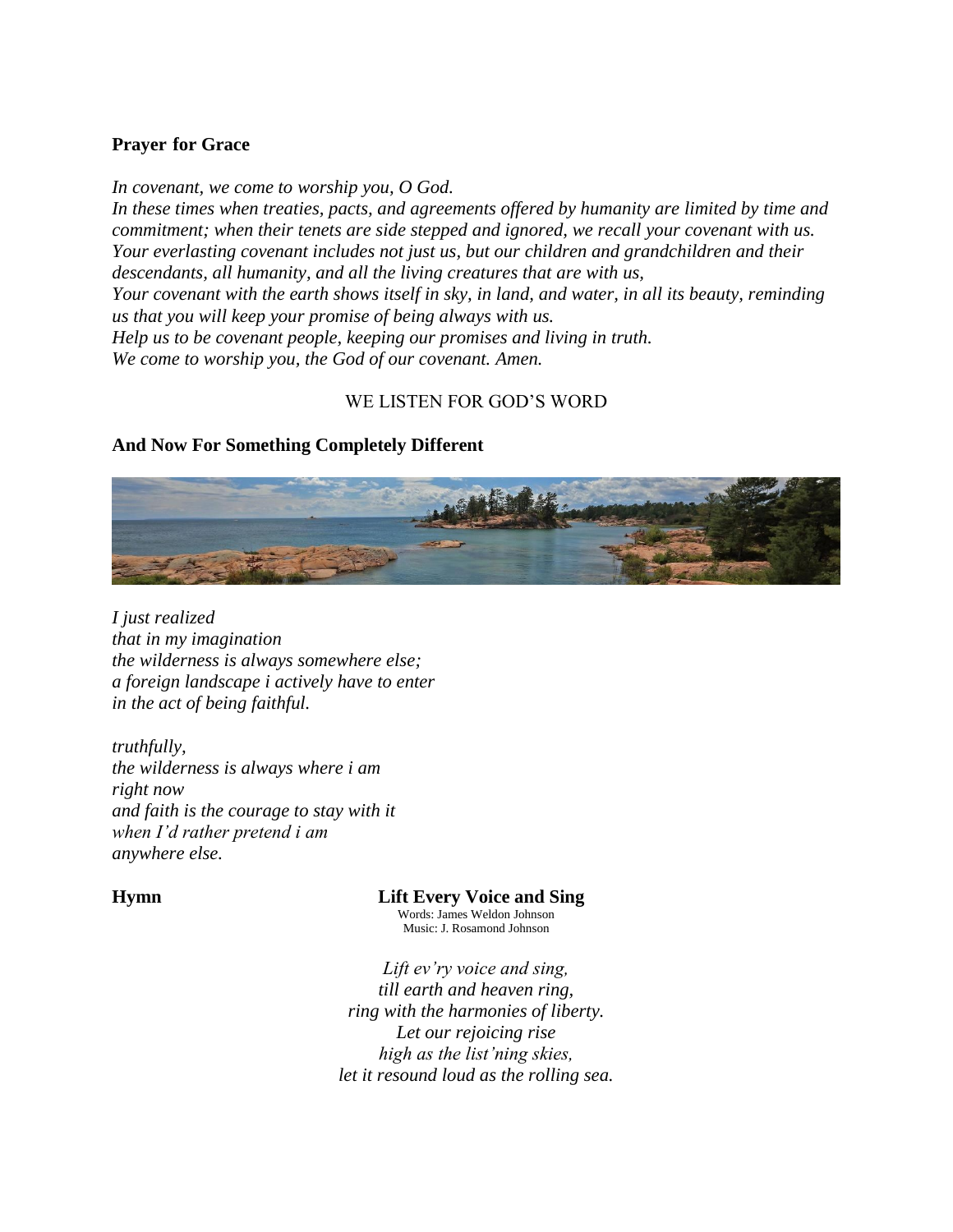**Prayer for Grace**

*In covenant, we come to worship you, O God.*
*In these times when treaties, pacts, and agreements offered by humanity are limited by time and commitment; when their tenets are side stepped and ignored, we recall your covenant with us.*
*Your everlasting covenant includes not just us, but our children and grandchildren and their descendants, all humanity, and all the living creatures that are with us,*
*Your covenant with the earth shows itself in sky, in land, and water, in all its beauty, reminding us that you will keep your promise of being always with us.*
*Help us to be covenant people, keeping our promises and living in truth.*
*We come to worship you, the God of our covenant. Amen.*

WE LISTEN FOR GOD'S WORD

**And Now For Something Completely Different**

*I just realized*
*that in my imagination*
*the wilderness is always somewhere else;*
*a foreign landscape i actively have to enter*
*in the act of being faithful.*

*truthfully,*
*the wilderness is always where i am*
*right now*
*and faith is the courage to stay with it*
*when I'd rather pretend i am*
*anywhere else.*

**Hymn** **Lift Every Voice and Sing**

Words: James Weldon Johnson
Music: J. Rosamond Johnson

*Lift ev'ry voice and sing,*
*till earth and heaven ring,*
*ring with the harmonies of liberty.*
*Let our rejoicing rise*
*high as the list'ning skies,*
*let it resound loud as the rolling sea.*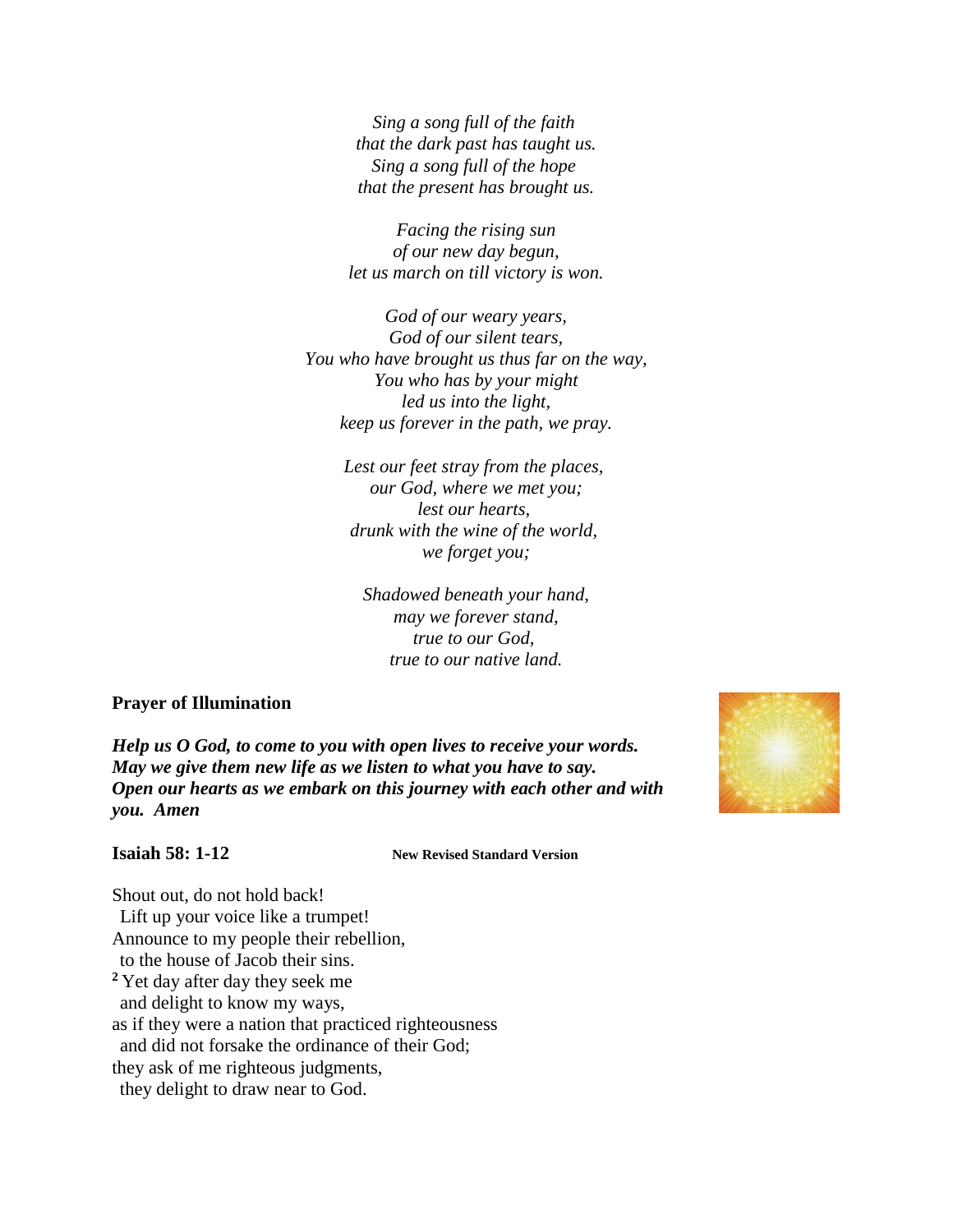*Sing a song full of the faith*
*that the dark past has taught us.*
*Sing a song full of the hope*
*that the present has brought us.*

*Facing the rising sun*
*of our new day begun,*
*let us march on till victory is won.*

*God of our weary years,*
*God of our silent tears,*
*You who have brought us thus far on the way,*
*You who has by your might*
*led us into the light,*
*keep us forever in the path, we pray.*

*Lest our feet stray from the places,*
*our God, where we met you;*
*lest our hearts,*
*drunk with the wine of the world,*
*we forget you;*

*Shadowed beneath your hand,*
*may we forever stand,*
*true to our God,*
*true to our native land.*

**Prayer of Illumination**

***Help us O God, to come to you with open lives to receive your words.***
***May we give them new life as we listen to what you have to say.***
***Open our hearts as we embark on this journey with each other and with you. Amen***

**Isaiah 58: 1-12** **New Revised Standard Version**

Shout out, do not hold back!
 Lift up your voice like a trumpet!
Announce to my people their rebellion,
 to the house of Jacob their sins.
[2] Yet day after day they seek me
 and delight to know my ways,
as if they were a nation that practiced righteousness
 and did not forsake the ordinance of their God;
they ask of me righteous judgments,
 they delight to draw near to God.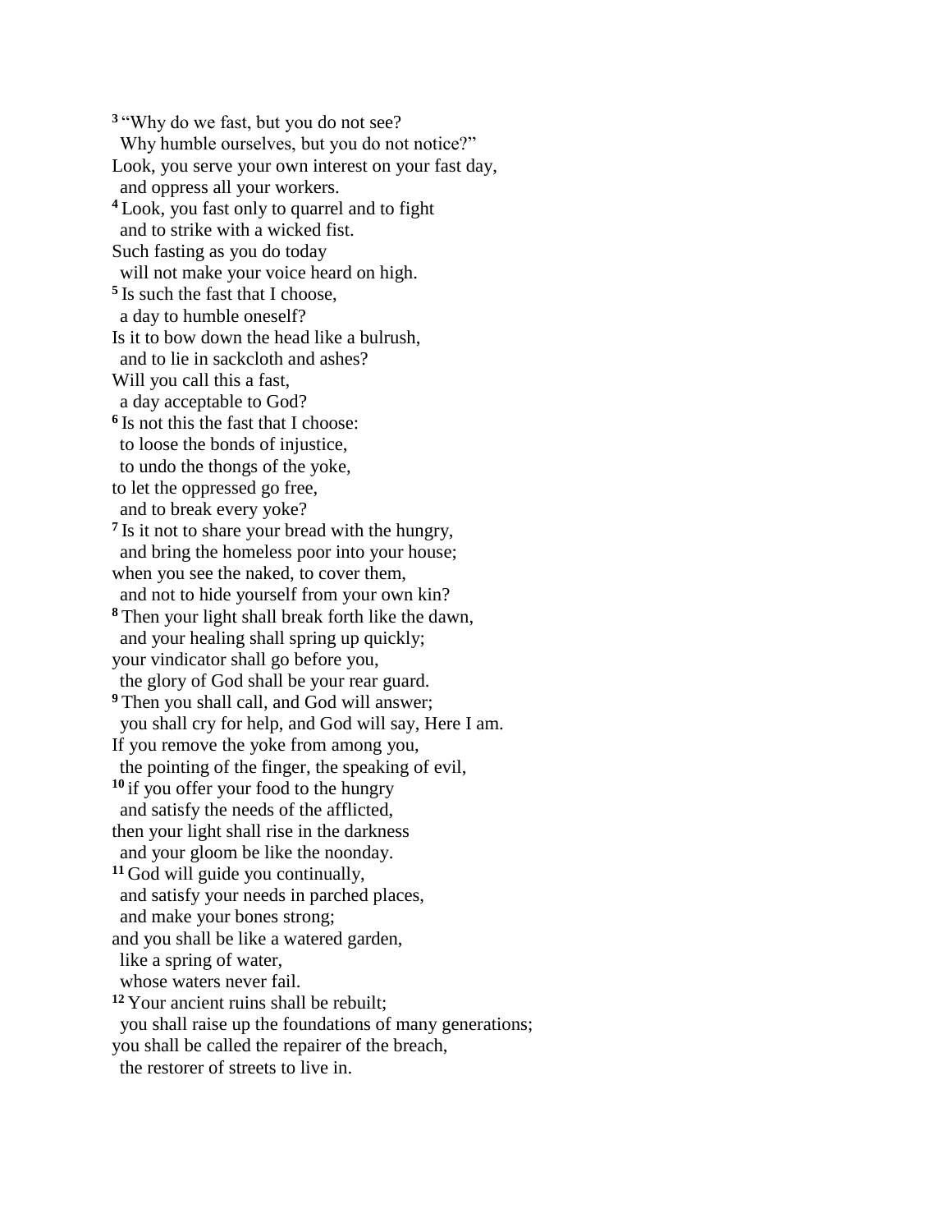[3] "Why do we fast, but you do not see?
 Why humble ourselves, but you do not notice?"
Look, you serve your own interest on your fast day,
 and oppress all your workers.
[4] Look, you fast only to quarrel and to fight
 and to strike with a wicked fist.
Such fasting as you do today
 will not make your voice heard on high.
[5] Is such the fast that I choose,
 a day to humble oneself?
Is it to bow down the head like a bulrush,
 and to lie in sackcloth and ashes?
Will you call this a fast,
 a day acceptable to God?
[6] Is not this the fast that I choose:
 to loose the bonds of injustice,
 to undo the thongs of the yoke,
to let the oppressed go free,
 and to break every yoke?
[7] Is it not to share your bread with the hungry,
 and bring the homeless poor into your house;
when you see the naked, to cover them,
 and not to hide yourself from your own kin?
[8] Then your light shall break forth like the dawn,
 and your healing shall spring up quickly;
your vindicator shall go before you,
 the glory of God shall be your rear guard.
[9] Then you shall call, and God will answer;
 you shall cry for help, and God will say, Here I am.
If you remove the yoke from among you,
 the pointing of the finger, the speaking of evil,
[10] if you offer your food to the hungry
 and satisfy the needs of the afflicted,
then your light shall rise in the darkness
 and your gloom be like the noonday.
[11] God will guide you continually,
 and satisfy your needs in parched places,
 and make your bones strong;
and you shall be like a watered garden,
 like a spring of water,
 whose waters never fail.
[12] Your ancient ruins shall be rebuilt;
 you shall raise up the foundations of many generations;
you shall be called the repairer of the breach,
 the restorer of streets to live in.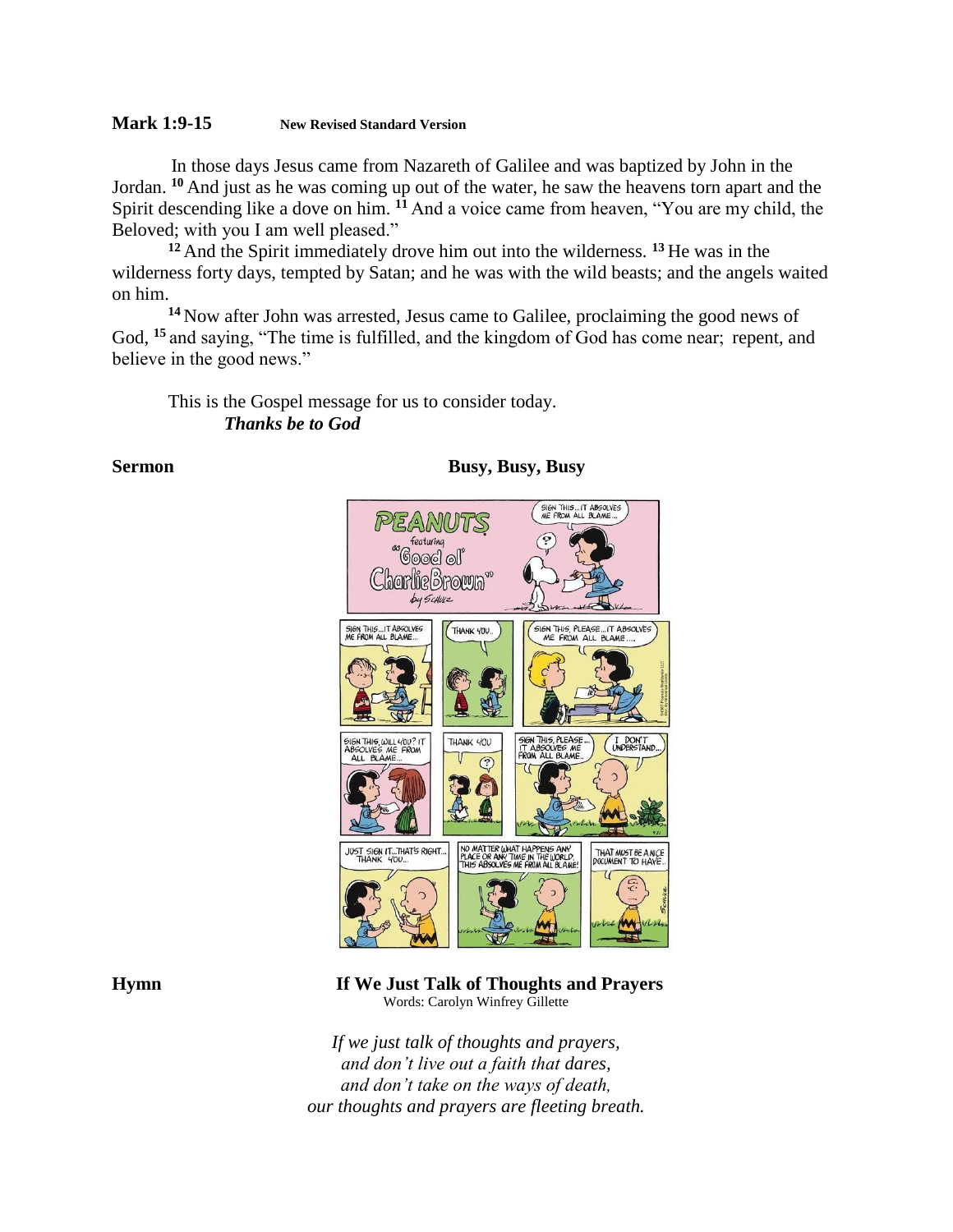**Mark 1:9-15** **New Revised Standard Version**

In those days Jesus came from Nazareth of Galilee and was baptized by John in the Jordan. [10] And just as he was coming up out of the water, he saw the heavens torn apart and the Spirit descending like a dove on him. [11] And a voice came from heaven, "You are my child, the Beloved; with you I am well pleased."

[12] And the Spirit immediately drove him out into the wilderness. [13] He was in the wilderness forty days, tempted by Satan; and he was with the wild beasts; and the angels waited on him.

[14] Now after John was arrested, Jesus came to Galilee, proclaiming the good news of God, [15] and saying, "The time is fulfilled, and the kingdom of God has come near; repent, and believe in the good news."

This is the Gospel message for us to consider today.
***Thanks be to God***

**Sermon** **Busy, Busy, Busy**

**Hymn** **If We Just Talk of Thoughts and Prayers**
Words: Carolyn Winfrey Gillette

*If we just talk of thoughts and prayers,*
*and don't live out a faith that dares,*
*and don't take on the ways of death,*
*our thoughts and prayers are fleeting breath.*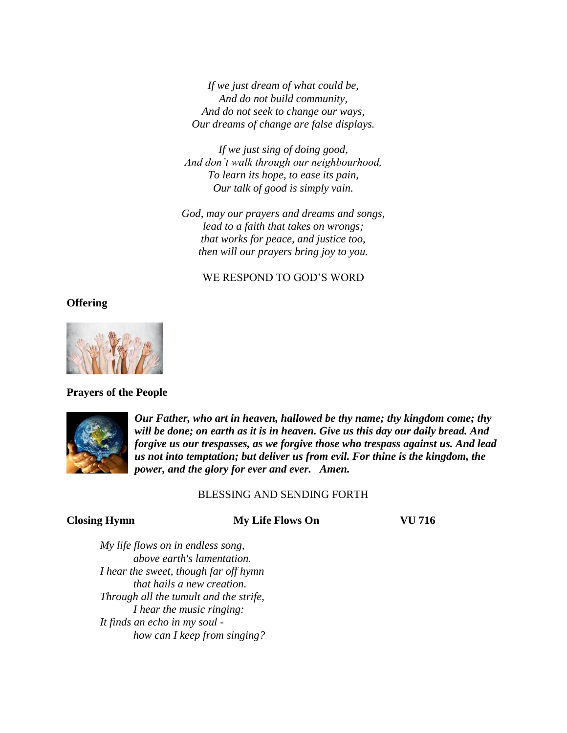*If we just dream of what could be,*
*And do not build community,*
*And do not seek to change our ways,*
*Our dreams of change are false displays.*

*If we just sing of doing good,*
*And don't walk through our neighbourhood,*
*To learn its hope, to ease its pain,*
*Our talk of good is simply vain.*

*God, may our prayers and dreams and songs,*
*lead to a faith that takes on wrongs;*
*that works for peace, and justice too,*
*then will our prayers bring joy to you.*

WE RESPOND TO GOD'S WORD

**Offering**

**Prayers of the People**

***Our Father, who art in heaven, hallowed be thy name; thy kingdom come; thy will be done; on earth as it is in heaven. Give us this day our daily bread. And forgive us our trespasses, as we forgive those who trespass against us. And lead us not into temptation; but deliver us from evil. For thine is the kingdom, the power, and the glory for ever and ever. Amen.***

BLESSING AND SENDING FORTH

**Closing Hymn** **My Life Flows On** **VU 716**

*My life flows on in endless song,*
*above earth's lamentation.*
*I hear the sweet, though far off hymn*
*that hails a new creation.*
*Through all the tumult and the strife,*
*I hear the music ringing:*
*It finds an echo in my soul -*
*how can I keep from singing?*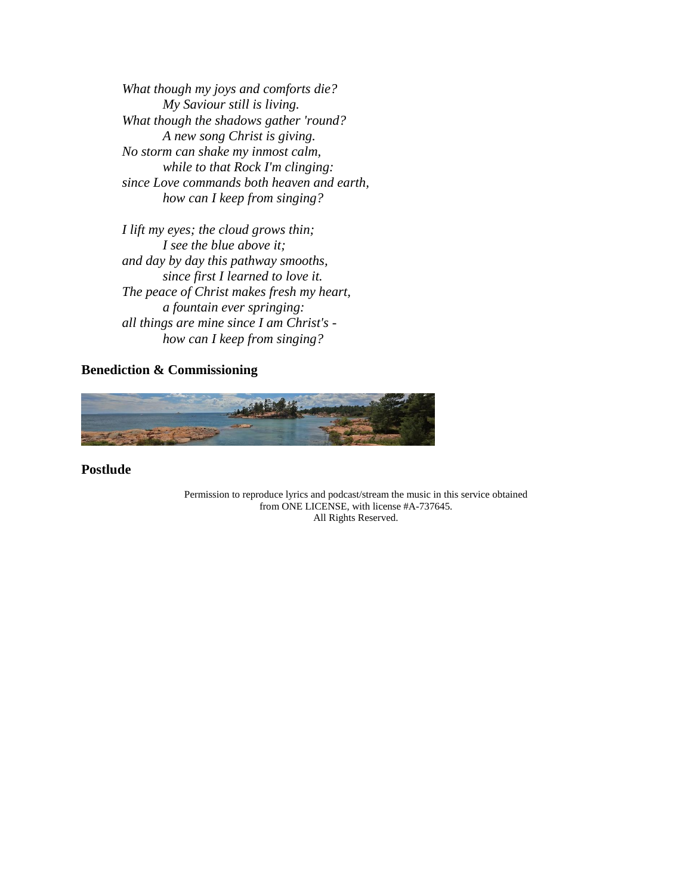*What though my joys and comforts die?*
*My Saviour still is living.*
*What though the shadows gather 'round?*
*A new song Christ is giving.*
*No storm can shake my inmost calm,*
*while to that Rock I'm clinging:*
*since Love commands both heaven and earth,*
*how can I keep from singing?*

*I lift my eyes; the cloud grows thin;*
*I see the blue above it;*
*and day by day this pathway smooths,*
*since first I learned to love it.*
*The peace of Christ makes fresh my heart,*
*a fountain ever springing:*
*all things are mine since I am Christ's -*
*how can I keep from singing?*

**Benediction & Commissioning**

**Postlude**

Permission to reproduce lyrics and podcast/stream the music in this service obtained from ONE LICENSE, with license #A-737645.
All Rights Reserved.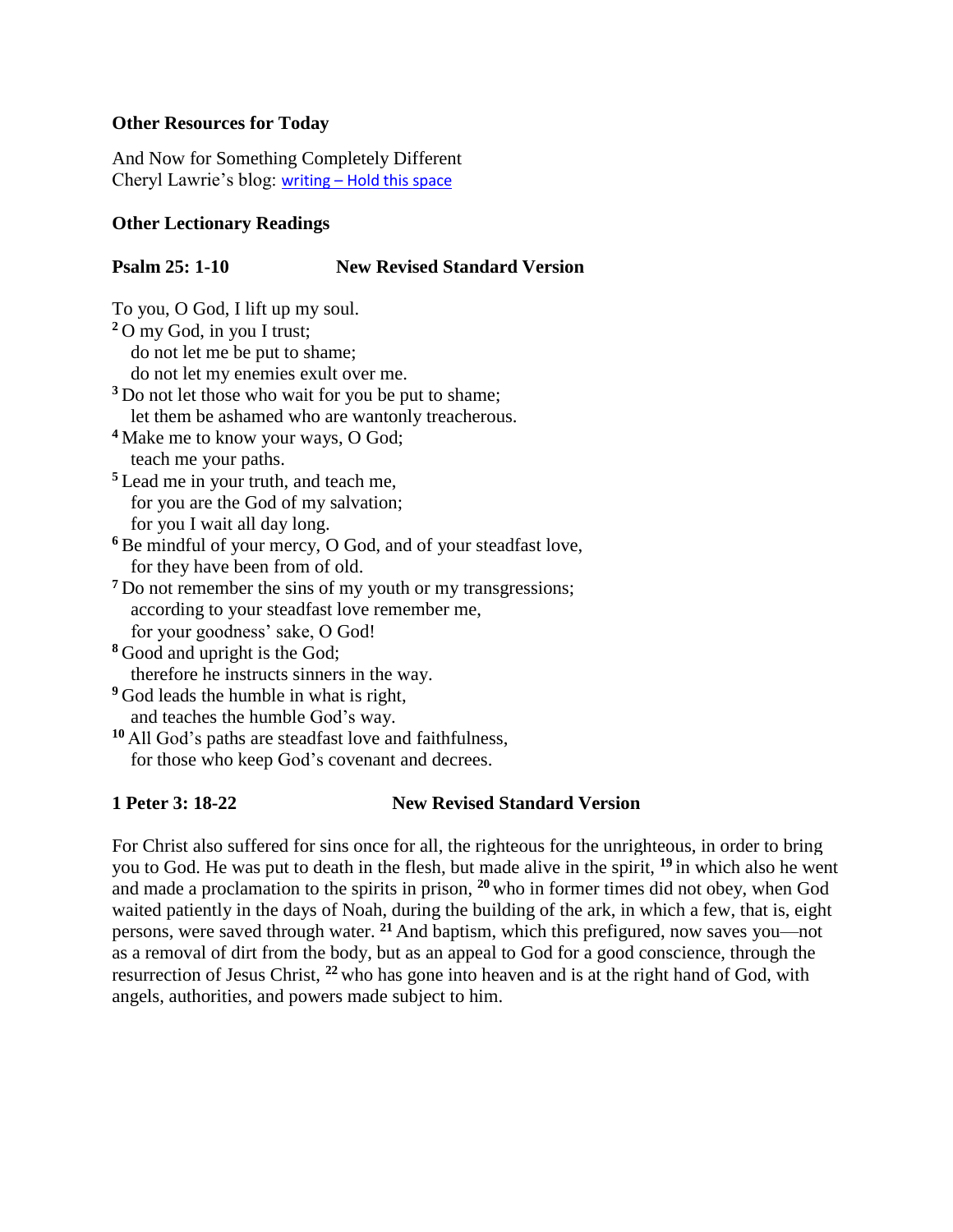**Other Resources for Today**

And Now for Something Completely Different
Cheryl Lawrie's blog: writing – Hold this space

**Other Lectionary Readings**

**Psalm 25: 1-10 New Revised Standard Version**

To you, O God, I lift up my soul.
[2] O my God, in you I trust;
  do not let me be put to shame;
  do not let my enemies exult over me.
[3] Do not let those who wait for you be put to shame;
  let them be ashamed who are wantonly treacherous.
[4] Make me to know your ways, O God;
  teach me your paths.
[5] Lead me in your truth, and teach me,
  for you are the God of my salvation;
  for you I wait all day long.
[6] Be mindful of your mercy, O God, and of your steadfast love,
  for they have been from of old.
[7] Do not remember the sins of my youth or my transgressions;
  according to your steadfast love remember me,
  for your goodness' sake, O God!
[8] Good and upright is the God;
  therefore he instructs sinners in the way.
[9] God leads the humble in what is right,
  and teaches the humble God's way.
[10] All God's paths are steadfast love and faithfulness,
  for those who keep God's covenant and decrees.

**1 Peter 3: 18-22 New Revised Standard Version**

For Christ also suffered for sins once for all, the righteous for the unrighteous, in order to bring you to God. He was put to death in the flesh, but made alive in the spirit, [19] in which also he went and made a proclamation to the spirits in prison, [20] who in former times did not obey, when God waited patiently in the days of Noah, during the building of the ark, in which a few, that is, eight persons, were saved through water. [21] And baptism, which this prefigured, now saves you—not as a removal of dirt from the body, but as an appeal to God for a good conscience, through the resurrection of Jesus Christ, [22] who has gone into heaven and is at the right hand of God, with angels, authorities, and powers made subject to him.